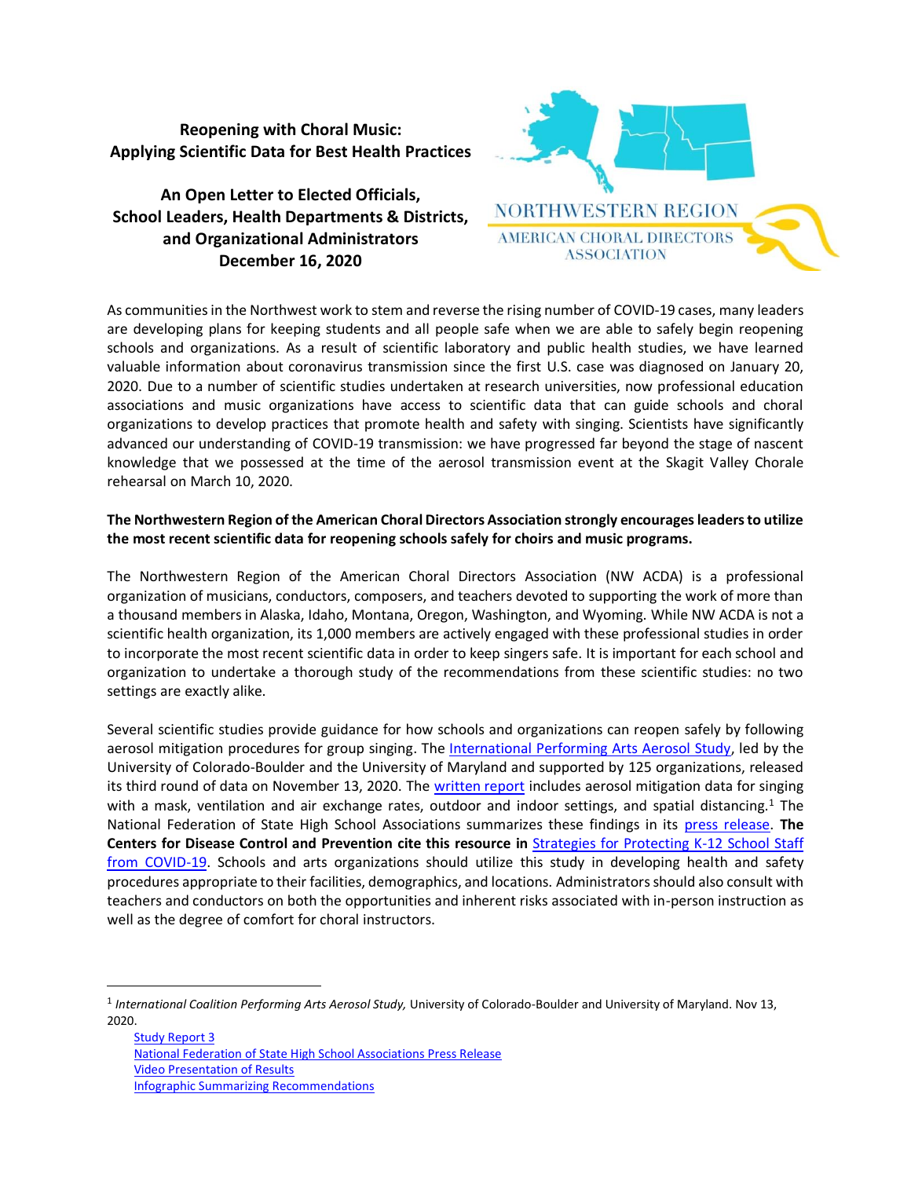**Reopening with Choral Music:**
**Applying Scientific Data for Best Health Practices**

**An Open Letter to Elected Officials,**
**School Leaders, Health Departments & Districts,**
**and Organizational Administrators**
**December 16, 2020**

NORTHWESTERN REGION
AMERICAN CHORAL DIRECTORS ASSOCIATION

As communities in the Northwest work to stem and reverse the rising number of COVID-19 cases, many leaders are developing plans for keeping students and all people safe when we are able to safely begin reopening schools and organizations. As a result of scientific laboratory and public health studies, we have learned valuable information about coronavirus transmission since the first U.S. case was diagnosed on January 20, 2020. Due to a number of scientific studies undertaken at research universities, now professional education associations and music organizations have access to scientific data that can guide schools and choral organizations to develop practices that promote health and safety with singing. Scientists have significantly advanced our understanding of COVID-19 transmission: we have progressed far beyond the stage of nascent knowledge that we possessed at the time of the aerosol transmission event at the Skagit Valley Chorale rehearsal on March 10, 2020.

**The Northwestern Region of the American Choral Directors Association strongly encourages leaders to utilize the most recent scientific data for reopening schools safely for choirs and music programs.**

The Northwestern Region of the American Choral Directors Association (NW ACDA) is a professional organization of musicians, conductors, composers, and teachers devoted to supporting the work of more than a thousand members in Alaska, Idaho, Montana, Oregon, Washington, and Wyoming. While NW ACDA is not a scientific health organization, its 1,000 members are actively engaged with these professional studies in order to incorporate the most recent scientific data in order to keep singers safe. It is important for each school and organization to undertake a thorough study of the recommendations from these scientific studies: no two settings are exactly alike.

Several scientific studies provide guidance for how schools and organizations can reopen safely by following aerosol mitigation procedures for group singing. The International Performing Arts Aerosol Study, led by the University of Colorado-Boulder and the University of Maryland and supported by 125 organizations, released its third round of data on November 13, 2020. The written report includes aerosol mitigation data for singing with a mask, ventilation and air exchange rates, outdoor and indoor settings, and spatial distancing.[1] The National Federation of State High School Associations summarizes these findings in its press release. **The Centers for Disease Control and Prevention cite this resource in** Strategies for Protecting K-12 School Staff from COVID-19. Schools and arts organizations should utilize this study in developing health and safety procedures appropriate to their facilities, demographics, and locations. Administrators should also consult with teachers and conductors on both the opportunities and inherent risks associated with in-person instruction as well as the degree of comfort for choral instructors.

---

[1] *International Coalition Performing Arts Aerosol Study,* University of Colorado-Boulder and University of Maryland. Nov 13, 2020.

Study Report 3
National Federation of State High School Associations Press Release
Video Presentation of Results
Infographic Summarizing Recommendations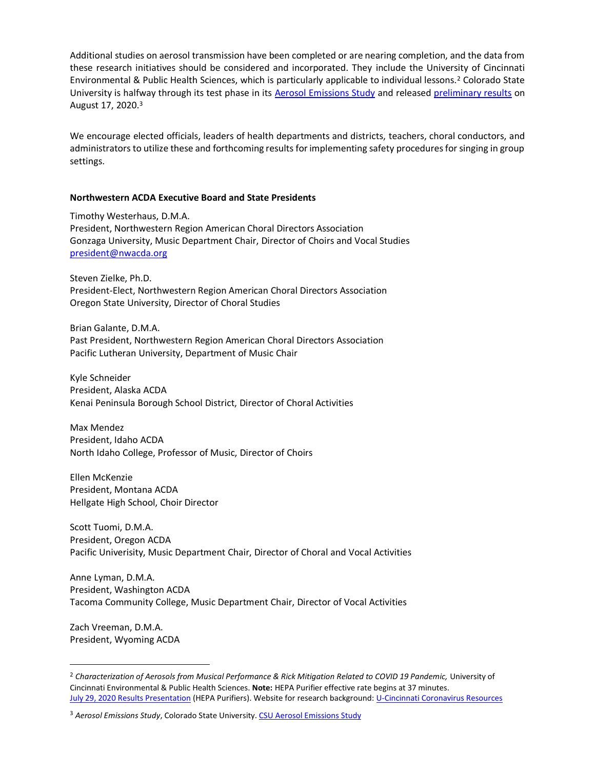Additional studies on aerosol transmission have been completed or are nearing completion, and the data from these research initiatives should be considered and incorporated. They include the University of Cincinnati Environmental & Public Health Sciences, which is particularly applicable to individual lessons.[2] Colorado State University is halfway through its test phase in its Aerosol Emissions Study and released preliminary results on August 17, 2020.[3]

We encourage elected officials, leaders of health departments and districts, teachers, choral conductors, and administrators to utilize these and forthcoming results for implementing safety procedures for singing in group settings.

**Northwestern ACDA Executive Board and State Presidents**

Timothy Westerhaus, D.M.A.
President, Northwestern Region American Choral Directors Association
Gonzaga University, Music Department Chair, Director of Choirs and Vocal Studies
president@nwacda.org

Steven Zielke, Ph.D.
President-Elect, Northwestern Region American Choral Directors Association
Oregon State University, Director of Choral Studies

Brian Galante, D.M.A.
Past President, Northwestern Region American Choral Directors Association
Pacific Lutheran University, Department of Music Chair

Kyle Schneider
President, Alaska ACDA
Kenai Peninsula Borough School District, Director of Choral Activities

Max Mendez
President, Idaho ACDA
North Idaho College, Professor of Music, Director of Choirs

Ellen McKenzie
President, Montana ACDA
Hellgate High School, Choir Director

Scott Tuomi, D.M.A.
President, Oregon ACDA
Pacific Univerisity, Music Department Chair, Director of Choral and Vocal Activities

Anne Lyman, D.M.A.
President, Washington ACDA
Tacoma Community College, Music Department Chair, Director of Vocal Activities

Zach Vreeman, D.M.A.
President, Wyoming ACDA

---

[2] *Characterization of Aerosols from Musical Performance & Rick Mitigation Related to COVID 19 Pandemic,* University of Cincinnati Environmental & Public Health Sciences. **Note:** HEPA Purifier effective rate begins at 37 minutes. July 29, 2020 Results Presentation (HEPA Purifiers). Website for research background: U-Cincinnati Coronavirus Resources

[3] *Aerosol Emissions Study*, Colorado State University. CSU Aerosol Emissions Study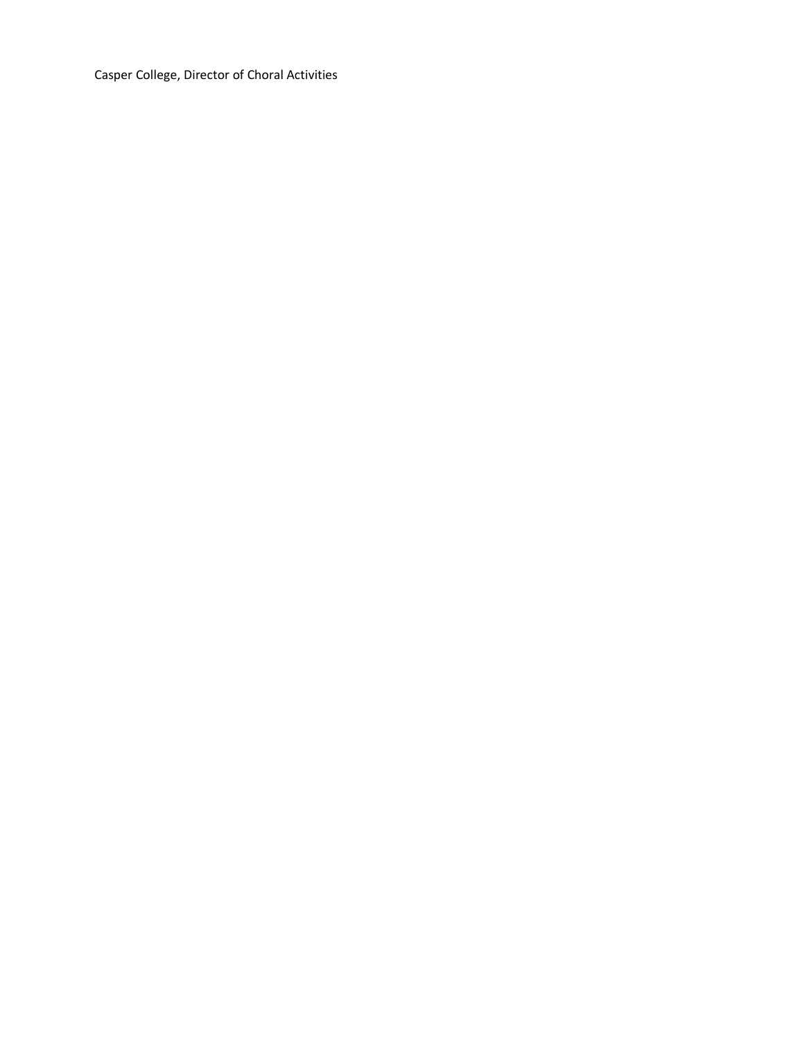Casper College, Director of Choral Activities